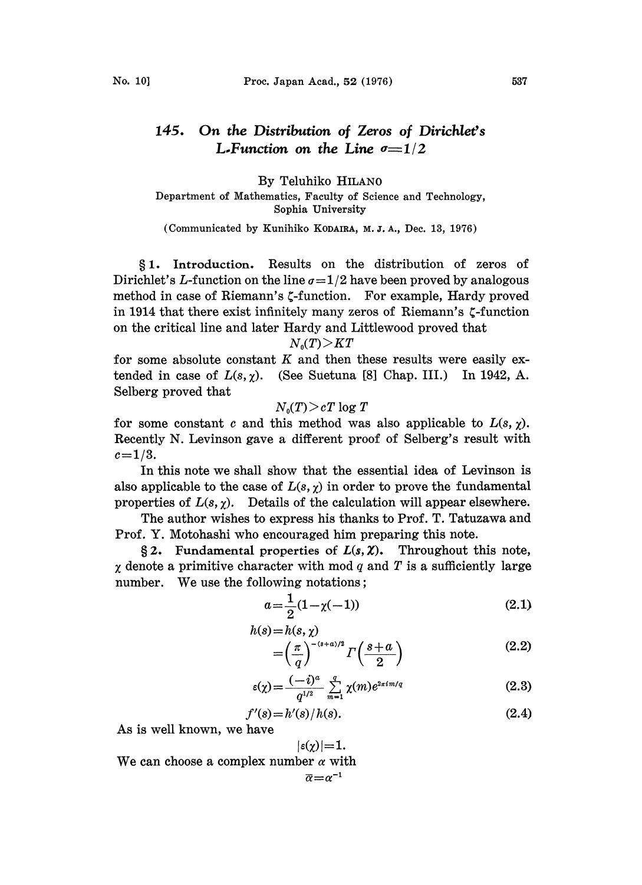# 145. On the Distribution of Zeros of Dirichlet's L-Function on the Line $\sigma=1/2$

By Teluhiko HILANO

Department of Mathematics, Faculty of Science and Technology, Sophia University

(Communicated by Kunihiko KODAIRA, M. J. A., Dec. 13, 1976)

**§1. Introduction.** Results on the distribution of zeros of Dirichlet's $L$-function on the line $\sigma=1/2$ have been proved by analogous method in case of Riemann's $\zeta$-function. For example, Hardy proved in 1914 that there exist infinitely many zeros of Riemann's $\zeta$-function on the critical line and later Hardy and Littlewood proved that

$$N_0(T)>KT$$

for some absolute constant $K$ and then these results were easily extended in case of $L(s, \chi)$. (See Suetuna [8] Chap. III.) In 1942, A. Selberg proved that

$$N_0(T)>cT \log T$$

for some constant $c$ and this method was also applicable to $L(s, \chi)$. Recently N. Levinson gave a different proof of Selberg's result with $c=1/3$.

In this note we shall show that the essential idea of Levinson is also applicable to the case of $L(s, \chi)$ in order to prove the fundamental properties of $L(s, \chi)$. Details of the calculation will appear elsewhere.

The author wishes to express his thanks to Prof. T. Tatuzawa and Prof. Y. Motohashi who encouraged him preparing this note.

**§2. Fundamental properties of $L(s, \chi)$.** Throughout this note, $\chi$ denote a primitive character with mod $q$ and $T$ is a sufficiently large number. We use the following notations;

$$a=\frac{1}{2}(1-\chi(-1)) \tag{2.1}$$

$$h(s)=h(s, \chi)$$
$$=\left(\frac{\pi}{q}\right)^{-(s+a)/2}\Gamma\left(\frac{s+a}{2}\right) \tag{2.2}$$

$$\varepsilon(\chi)=\frac{(-i)^a}{q^{1/2}}\sum_{m=1}^{q}\chi(m)e^{2\pi i m/q} \tag{2.3}$$

$$f'(s)=h'(s)/h(s). \tag{2.4}$$

As is well known, we have

$$|\varepsilon(\chi)|=1.$$

We can choose a complex number $\alpha$ with

$$\bar{\alpha}=\alpha^{-1}$$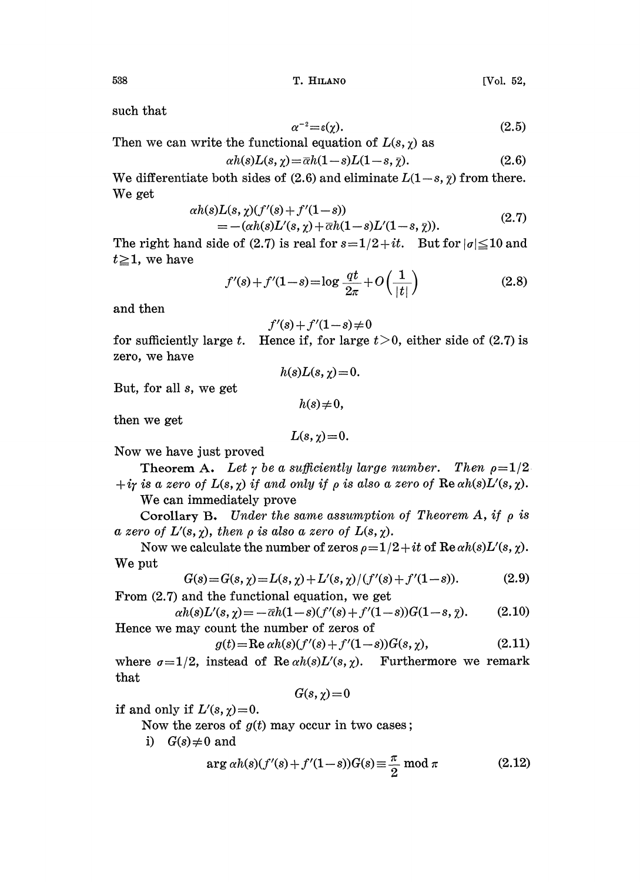such that

$$\alpha^{-2}=\varepsilon(\chi). \tag{2.5}$$

Then we can write the functional equation of $L(s,\chi)$ as

$$\alpha h(s)L(s,\chi)=\bar{\alpha}h(1-s)L(1-s,\bar{\chi}). \tag{2.6}$$

We differentiate both sides of (2.6) and eliminate $L(1-s,\bar{\chi})$ from there. We get

$$\begin{aligned}\alpha h(s)L(s,\chi)&(f'(s)+f'(1-s))\\&=-(\alpha h(s)L'(s,\chi)+\bar{\alpha}h(1-s)L'(1-s,\bar{\chi})).\end{aligned} \tag{2.7}$$

The right hand side of (2.7) is real for $s=1/2+it$. But for $|\sigma|\leqq 10$ and $t\geqq 1$, we have

$$f'(s)+f'(1-s)=\log\frac{qt}{2\pi}+O\left(\frac{1}{|t|}\right) \tag{2.8}$$

and then

$$f'(s)+f'(1-s)\neq 0$$

for sufficiently large $t$. Hence if, for large $t>0$, either side of (2.7) is zero, we have

$$h(s)L(s,\chi)=0.$$

But, for all $s$, we get

$$h(s)\neq 0,$$

then we get

$$L(s,\chi)=0.$$

Now we have just proved

**Theorem A.** *Let $\gamma$ be a sufficiently large number. Then $\rho=1/2+i\gamma$ is a zero of $L(s,\chi)$ if and only if $\rho$ is also a zero of* $\operatorname{Re}\alpha h(s)L'(s,\chi)$.

We can immediately prove

**Corollary B.** *Under the same assumption of Theorem A, if $\rho$ is a zero of $L'(s,\chi)$, then $\rho$ is also a zero of $L(s,\chi)$.*

Now we calculate the number of zeros $\rho=1/2+it$ of $\operatorname{Re}\alpha h(s)L'(s,\chi)$. We put

$$G(s)=G(s,\chi)=L(s,\chi)+L'(s,\chi)/(f'(s)+f'(1-s)). \tag{2.9}$$

From (2.7) and the functional equation, we get

$$\alpha h(s)L'(s,\chi)=-\bar{\alpha}h(1-s)(f'(s)+f'(1-s))G(1-s,\bar{\chi}). \tag{2.10}$$

Hence we may count the number of zeros of

$$g(t)=\operatorname{Re}\alpha h(s)(f'(s)+f'(1-s))G(s,\chi), \tag{2.11}$$

where $\sigma=1/2$, instead of $\operatorname{Re}\alpha h(s)L'(s,\chi)$. Furthermore we remark that

$$G(s,\chi)=0$$

if and only if $L'(s,\chi)=0$.

Now the zeros of $g(t)$ may occur in two cases;

i) $G(s)\neq 0$ and

$$\arg\alpha h(s)(f'(s)+f'(1-s))G(s)\equiv\frac{\pi}{2}\bmod\pi \tag{2.12}$$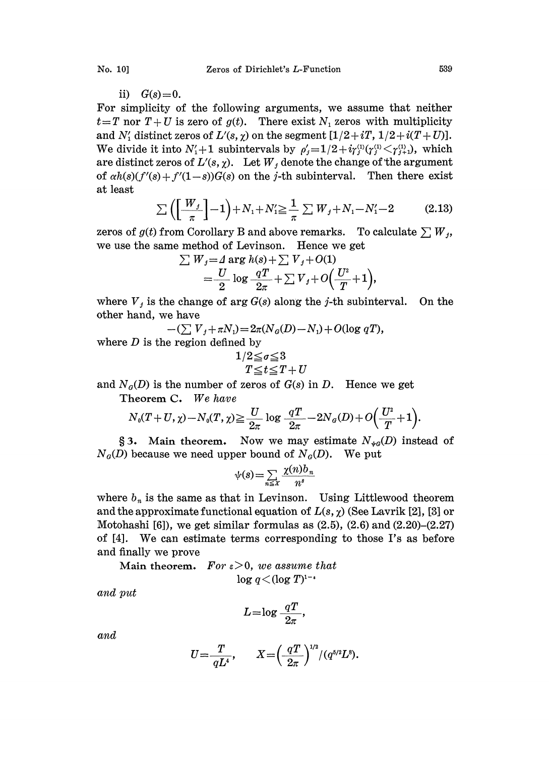ii) $G(s)=0$.

For simplicity of the following arguments, we assume that neither $t=T$ nor $T+U$ is zero of $g(t)$. There exist $N_1$ zeros with multiplicity and $N_1'$ distinct zeros of $L'(s,\chi)$ on the segment $[1/2+iT, 1/2+i(T+U)]$. We divide it into $N_1'+1$ subintervals by $\rho_j'=1/2+i\gamma_j^{(1)}(\gamma_j^{(1)}<\gamma_{j+1}^{(1)})$, which are distinct zeros of $L'(s,\chi)$. Let $W_j$ denote the change of the argument of $\alpha h(s)(f'(s)+f'(1-s))G(s)$ on the $j$-th subinterval. Then there exist at least

$$\sum\left(\left[\frac{W_j}{\pi}\right]-1\right)+N_1+N_1'\geqq\frac{1}{\pi}\sum W_j+N_1-N_1'-2 \tag{2.13}$$

zeros of $g(t)$ from Corollary B and above remarks. To calculate $\sum W_j$, we use the same method of Levinson. Hence we get

$$\begin{aligned}\sum W_j &= \Delta \arg h(s)+\sum V_j+O(1)\\ &=\frac{U}{2}\log\frac{qT}{2\pi}+\sum V_j+O\left(\frac{U^2}{T}+1\right),\end{aligned}$$

where $V_j$ is the change of $\arg G(s)$ along the $j$-th subinterval. On the other hand, we have

$$-\left(\sum V_j+\pi N_1\right)=2\pi(N_G(D)-N_1)+O(\log qT),$$

where $D$ is the region defined by

$$1/2\leqq\sigma\leqq 3$$
$$T\leqq t\leqq T+U$$

and $N_G(D)$ is the number of zeros of $G(s)$ in $D$. Hence we get

**Theorem C.** *We have*

$$N_0(T+U,\chi)-N_0(T,\chi)\geqq\frac{U}{2\pi}\log\frac{qT}{2\pi}-2N_G(D)+O\left(\frac{U^2}{T}+1\right).$$

**§ 3. Main theorem.** Now we may estimate $N_{\psi G}(D)$ instead of $N_G(D)$ because we need upper bound of $N_G(D)$. We put

$$\psi(s)=\sum_{n\leqq X}\frac{\chi(n)b_n}{n^s}$$

where $b_n$ is the same as that in Levinson. Using Littlewood theorem and the approximate functional equation of $L(s,\chi)$ (See Lavrik [2], [3] or Motohashi [6]), we get similar formulas as (2.5), (2.6) and (2.20)–(2.27) of [4]. We can estimate terms corresponding to those I's as before and finally we prove

**Main theorem.** *For $\varepsilon>0$, we assume that*

$$\log q<(\log T)^{1-\varepsilon}$$

*and put*

$$L=\log\frac{qT}{2\pi},$$

*and*

$$U=\frac{T}{qL^4},\qquad X=\left(\frac{qT}{2\pi}\right)^{1/2}/(q^{5/2}L^8).$$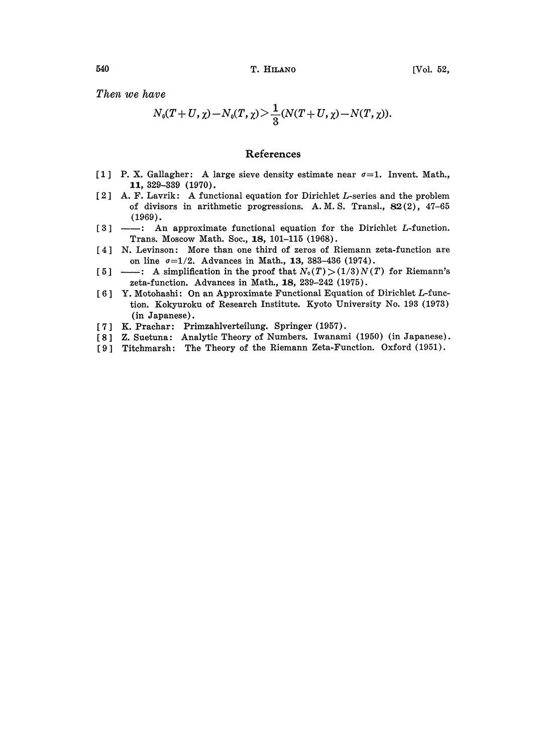*Then we have*

$$N_0(T+U,\chi)-N_0(T,\chi)>\frac{1}{3}(N(T+U,\chi)-N(T,\chi)).$$

## References

[1] P. X. Gallagher: A large sieve density estimate near $\sigma=1$. Invent. Math., **11**, 329–339 (1970).

[2] A. F. Lavrik: A functional equation for Dirichlet $L$-series and the problem of divisors in arithmetic progressions. A. M. S. Transl., **82**(2), 47–65 (1969).

[3] ——: An approximate functional equation for the Dirichlet $L$-function. Trans. Moscow Math. Soc., **18**, 101–115 (1968).

[4] N. Levinson: More than one third of zeros of Riemann zeta-function are on line $\sigma=1/2$. Advances in Math., **13**, 383–436 (1974).

[5] ——: A simplification in the proof that $N_0(T)>(1/3)N(T)$ for Riemann's zeta-function. Advances in Math., **18**, 239–242 (1975).

[6] Y. Motohashi: On an Approximate Functional Equation of Dirichlet $L$-function. Kokyuroku of Research Institute. Kyoto University No. 193 (1973) (in Japanese).

[7] K. Prachar: Primzahlverteilung. Springer (1957).

[8] Z. Suetuna: Analytic Theory of Numbers. Iwanami (1950) (in Japanese).

[9] Titchmarsh: The Theory of the Riemann Zeta-Function. Oxford (1951).